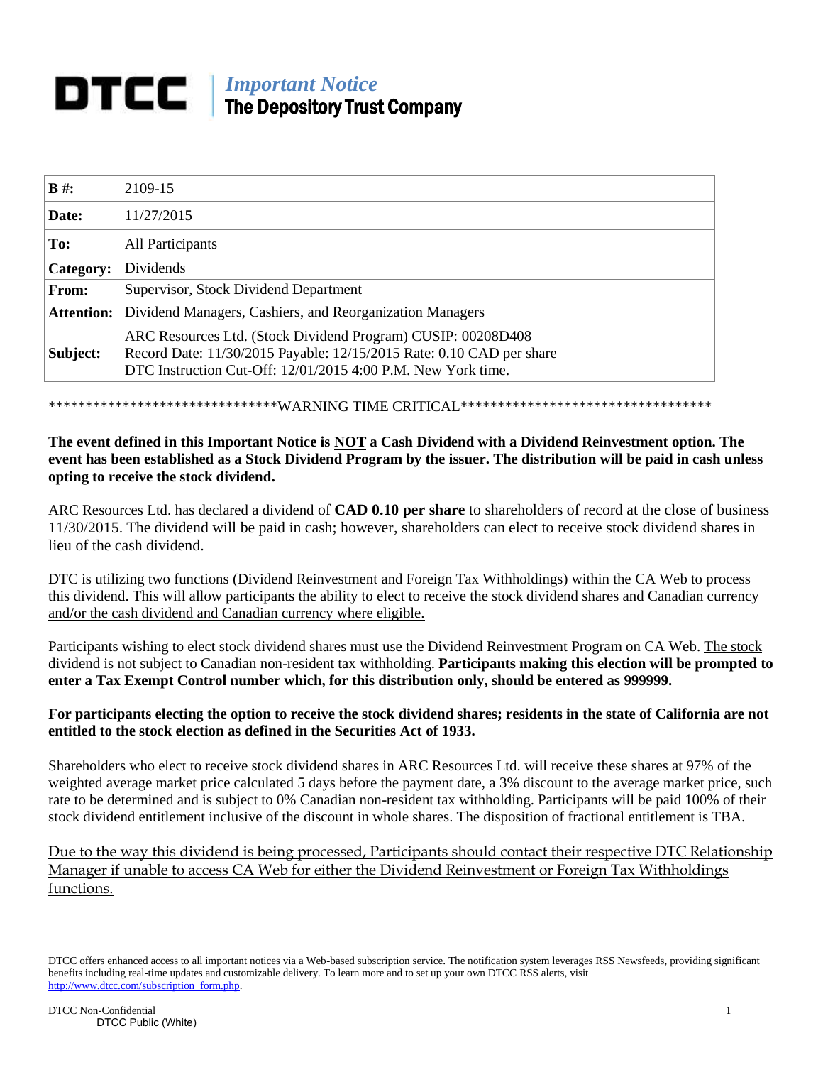# DTCC | *Important Notice*
## The Depository Trust Company

| **B #:** | 2109-15 |
|---|---|
| **Date:** | 11/27/2015 |
| **To:** | All Participants |
| **Category:** | Dividends |
| **From:** | Supervisor, Stock Dividend Department |
| **Attention:** | Dividend Managers, Cashiers, and Reorganization Managers |
| **Subject:** | ARC Resources Ltd. (Stock Dividend Program) CUSIP: 00208D408<br>Record Date: 11/30/2015 Payable: 12/15/2015 Rate: 0.10 CAD per share<br>DTC Instruction Cut-Off: 12/01/2015 4:00 P.M. New York time. |

******************************WARNING TIME CRITICAL**********************************

**The event defined in this Important Notice is NOT a Cash Dividend with a Dividend Reinvestment option. The event has been established as a Stock Dividend Program by the issuer. The distribution will be paid in cash unless opting to receive the stock dividend.**

ARC Resources Ltd. has declared a dividend of **CAD 0.10 per share** to shareholders of record at the close of business 11/30/2015. The dividend will be paid in cash; however, shareholders can elect to receive stock dividend shares in lieu of the cash dividend.

DTC is utilizing two functions (Dividend Reinvestment and Foreign Tax Withholdings) within the CA Web to process this dividend. This will allow participants the ability to elect to receive the stock dividend shares and Canadian currency and/or the cash dividend and Canadian currency where eligible.

Participants wishing to elect stock dividend shares must use the Dividend Reinvestment Program on CA Web. The stock dividend is not subject to Canadian non-resident tax withholding. **Participants making this election will be prompted to enter a Tax Exempt Control number which, for this distribution only, should be entered as 999999.**

**For participants electing the option to receive the stock dividend shares; residents in the state of California are not entitled to the stock election as defined in the Securities Act of 1933.**

Shareholders who elect to receive stock dividend shares in ARC Resources Ltd. will receive these shares at 97% of the weighted average market price calculated 5 days before the payment date, a 3% discount to the average market price, such rate to be determined and is subject to 0% Canadian non-resident tax withholding. Participants will be paid 100% of their stock dividend entitlement inclusive of the discount in whole shares. The disposition of fractional entitlement is TBA.

Due to the way this dividend is being processed, Participants should contact their respective DTC Relationship Manager if unable to access CA Web for either the Dividend Reinvestment or Foreign Tax Withholdings functions.

DTCC offers enhanced access to all important notices via a Web-based subscription service. The notification system leverages RSS Newsfeeds, providing significant benefits including real-time updates and customizable delivery. To learn more and to set up your own DTCC RSS alerts, visit http://www.dtcc.com/subscription_form.php.

DTCC Non-Confidential
DTCC Public (White)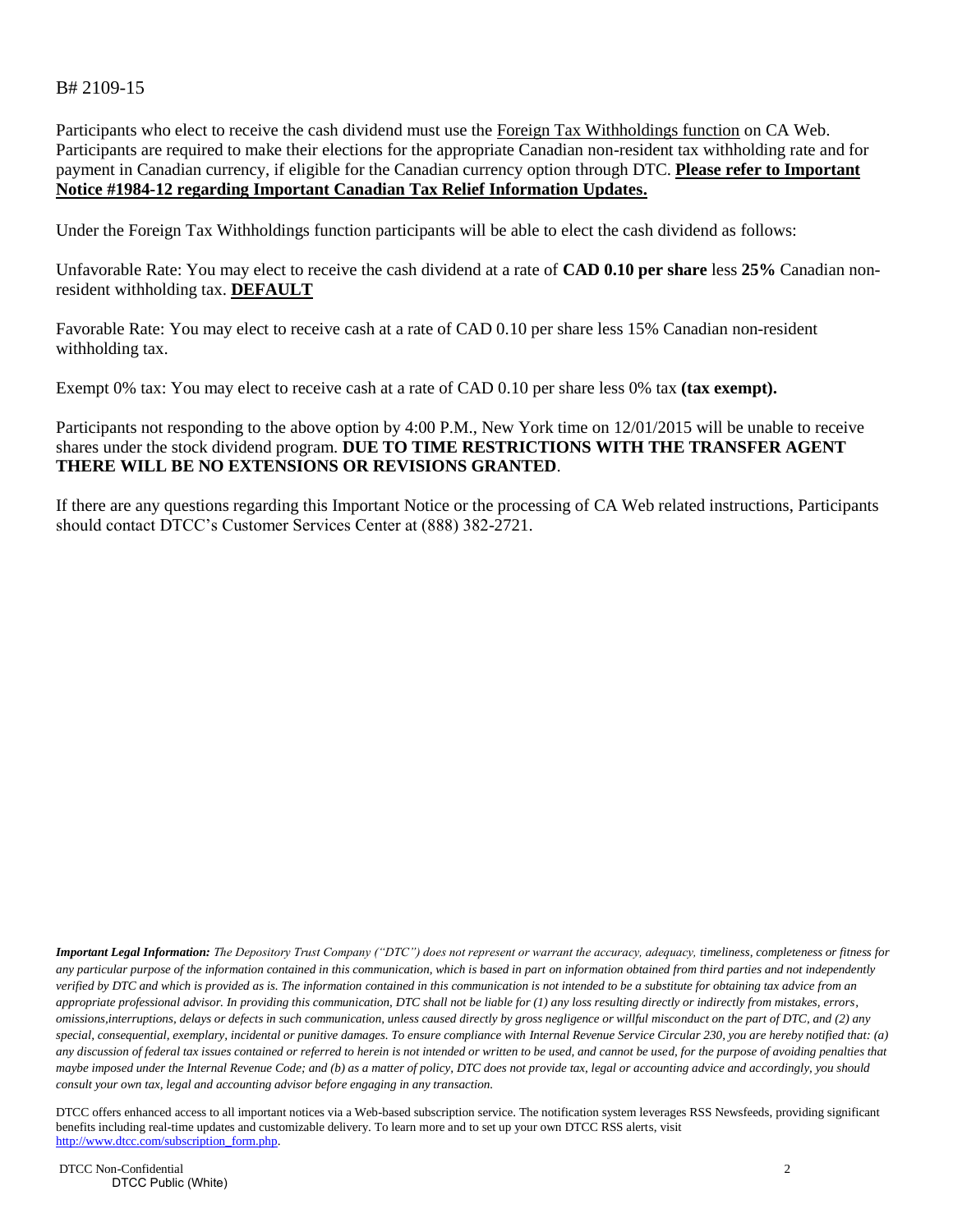B# 2109-15

Participants who elect to receive the cash dividend must use the Foreign Tax Withholdings function on CA Web. Participants are required to make their elections for the appropriate Canadian non-resident tax withholding rate and for payment in Canadian currency, if eligible for the Canadian currency option through DTC. **Please refer to Important Notice #1984-12 regarding Important Canadian Tax Relief Information Updates.**

Under the Foreign Tax Withholdings function participants will be able to elect the cash dividend as follows:

Unfavorable Rate: You may elect to receive the cash dividend at a rate of **CAD 0.10 per share** less **25%** Canadian non-resident withholding tax. **DEFAULT**

Favorable Rate: You may elect to receive cash at a rate of CAD 0.10 per share less 15% Canadian non-resident withholding tax.

Exempt 0% tax: You may elect to receive cash at a rate of CAD 0.10 per share less 0% tax **(tax exempt).**

Participants not responding to the above option by 4:00 P.M., New York time on 12/01/2015 will be unable to receive shares under the stock dividend program. **DUE TO TIME RESTRICTIONS WITH THE TRANSFER AGENT THERE WILL BE NO EXTENSIONS OR REVISIONS GRANTED**.

If there are any questions regarding this Important Notice or the processing of CA Web related instructions, Participants should contact DTCC's Customer Services Center at (888) 382-2721.

***Important Legal Information:*** *The Depository Trust Company ("DTC") does not represent or warrant the accuracy, adequacy, timeliness, completeness or fitness for any particular purpose of the information contained in this communication, which is based in part on information obtained from third parties and not independently verified by DTC and which is provided as is. The information contained in this communication is not intended to be a substitute for obtaining tax advice from an appropriate professional advisor. In providing this communication, DTC shall not be liable for (1) any loss resulting directly or indirectly from mistakes, errors, omissions,interruptions, delays or defects in such communication, unless caused directly by gross negligence or willful misconduct on the part of DTC, and (2) any special, consequential, exemplary, incidental or punitive damages. To ensure compliance with Internal Revenue Service Circular 230, you are hereby notified that: (a) any discussion of federal tax issues contained or referred to herein is not intended or written to be used, and cannot be used, for the purpose of avoiding penalties that maybe imposed under the Internal Revenue Code; and (b) as a matter of policy, DTC does not provide tax, legal or accounting advice and accordingly, you should consult your own tax, legal and accounting advisor before engaging in any transaction.*

DTCC offers enhanced access to all important notices via a Web-based subscription service. The notification system leverages RSS Newsfeeds, providing significant benefits including real-time updates and customizable delivery. To learn more and to set up your own DTCC RSS alerts, visit http://www.dtcc.com/subscription_form.php.

DTCC Non-Confidential

DTCC Public (White)